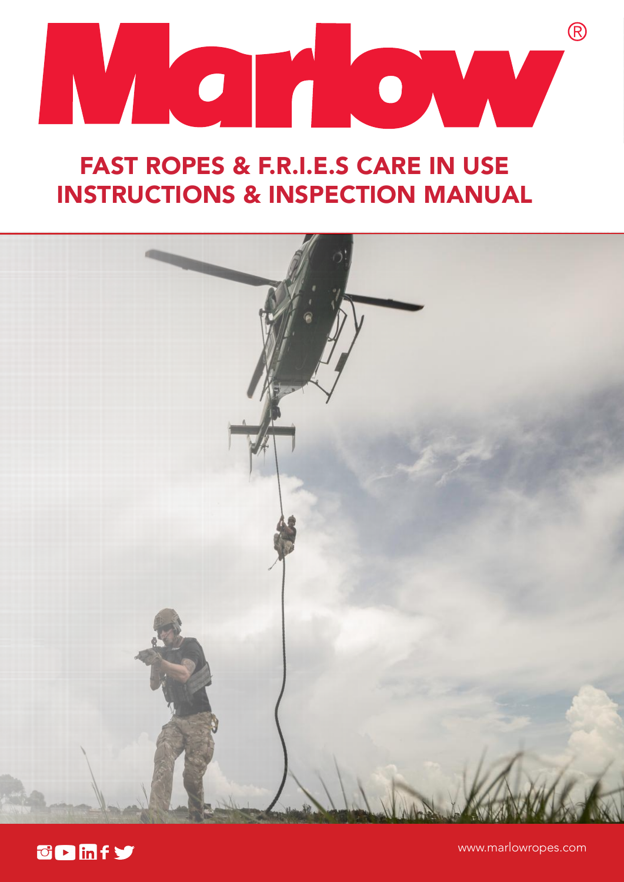# Marlow®

## FAST ROPES & F.R.I.E.S CARE IN USE INSTRUCTIONS & INSPECTION MANUAL

www.marlowropes.com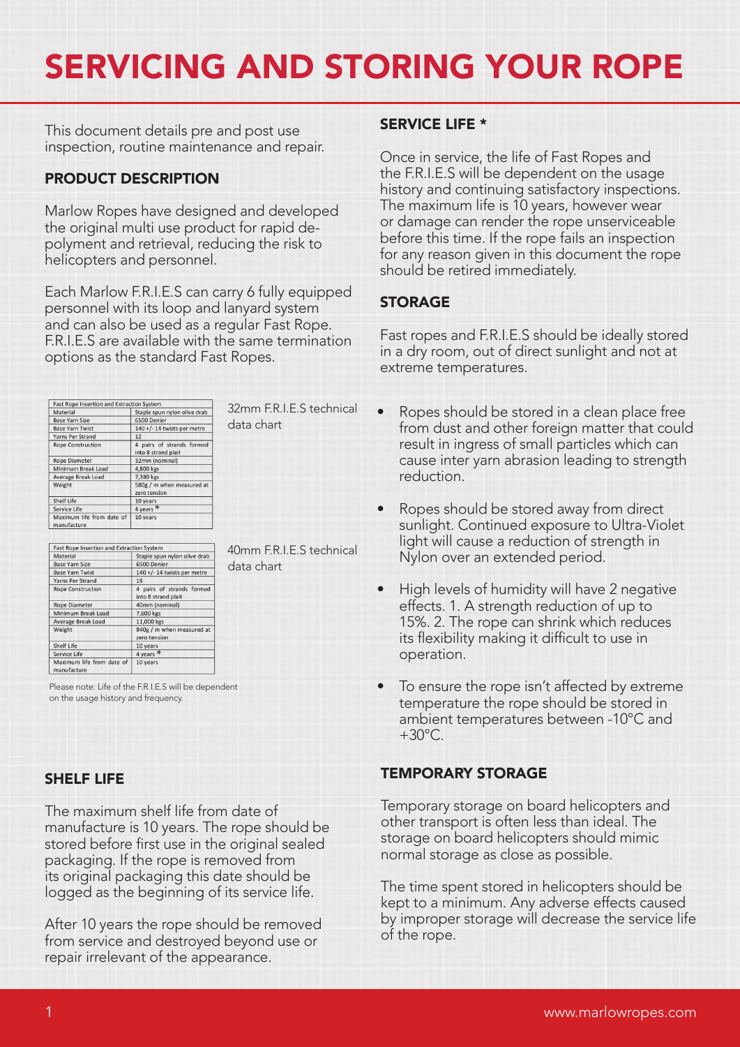# SERVICING AND STORING YOUR ROPE

This document details pre and post use inspection, routine maintenance and repair.

## PRODUCT DESCRIPTION

Marlow Ropes have designed and developed the original multi use product for rapid deployment and retrieval, reducing the risk to helicopters and personnel.

Each Marlow F.R.I.E.S can carry 6 fully equipped personnel with its loop and lanyard system and can also be used as a regular Fast Rope. F.R.I.E.S are available with the same termination options as the standard Fast Ropes.

| Fast Rope Insertion and Extraction System | |
|---|---|
| Material | Staple spun nylon olive drab |
| Base Yarn Size | 6500 Denier |
| Base Yarn Twist | 140 +/- 14 twists per metre |
| Yarns Per Strand | 12 |
| Rope Construction | 4 pairs of strands formed into 8 strand plait |
| Rope Diameter | 32mm (nominal) |
| Minimum Break Load | 4,800 kgs |
| Average Break Load | 7,380 kgs |
| Weight | 580g / m when measured at zero tension |
| Shelf Life | 10 years |
| Service Life | 4 years * |
| Maximum life from date of manufacture | 10 years |

32mm F.R.I.E.S technical data chart

| Fast Rope Insertion and Extraction System | |
|---|---|
| Material | Staple spun nylon olive drab |
| Base Yarn Size | 6500 Denier |
| Base Yarn Twist | 140 +/- 14 twists per metre |
| Yarns Per Strand | 19 |
| Rope Construction | 4 pairs of strands formed into 8 strand plait |
| Rope Diameter | 40mm (nominal) |
| Minimum Break Load | 7,600 kgs |
| Average Break Load | 11,000 kgs |
| Weight | 940g / m when measured at zero tension |
| Shelf Life | 10 years |
| Service Life | 4 years * |
| Maximum life from date of manufacture | 10 years |

40mm F.R.I.E.S technical data chart

Please note: Life of the F.R.I.E.S will be dependent on the usage history and frequency.

## SHELF LIFE

The maximum shelf life from date of manufacture is 10 years. The rope should be stored before first use in the original sealed packaging. If the rope is removed from its original packaging this date should be logged as the beginning of its service life.

After 10 years the rope should be removed from service and destroyed beyond use or repair irrelevant of the appearance.

## SERVICE LIFE *

Once in service, the life of Fast Ropes and the F.R.I.E.S will be dependent on the usage history and continuing satisfactory inspections. The maximum life is 10 years, however wear or damage can render the rope unserviceable before this time. If the rope fails an inspection for any reason given in this document the rope should be retired immediately.

## STORAGE

Fast ropes and F.R.I.E.S should be ideally stored in a dry room, out of direct sunlight and not at extreme temperatures.

- Ropes should be stored in a clean place free from dust and other foreign matter that could result in ingress of small particles which can cause inter yarn abrasion leading to strength reduction.
- Ropes should be stored away from direct sunlight. Continued exposure to Ultra-Violet light will cause a reduction of strength in Nylon over an extended period.
- High levels of humidity will have 2 negative effects. 1. A strength reduction of up to 15%. 2. The rope can shrink which reduces its flexibility making it difficult to use in operation.
- To ensure the rope isn't affected by extreme temperature the rope should be stored in ambient temperatures between -10°C and +30°C.

## TEMPORARY STORAGE

Temporary storage on board helicopters and other transport is often less than ideal. The storage on board helicopters should mimic normal storage as close as possible.

The time spent stored in helicopters should be kept to a minimum. Any adverse effects caused by improper storage will decrease the service life of the rope.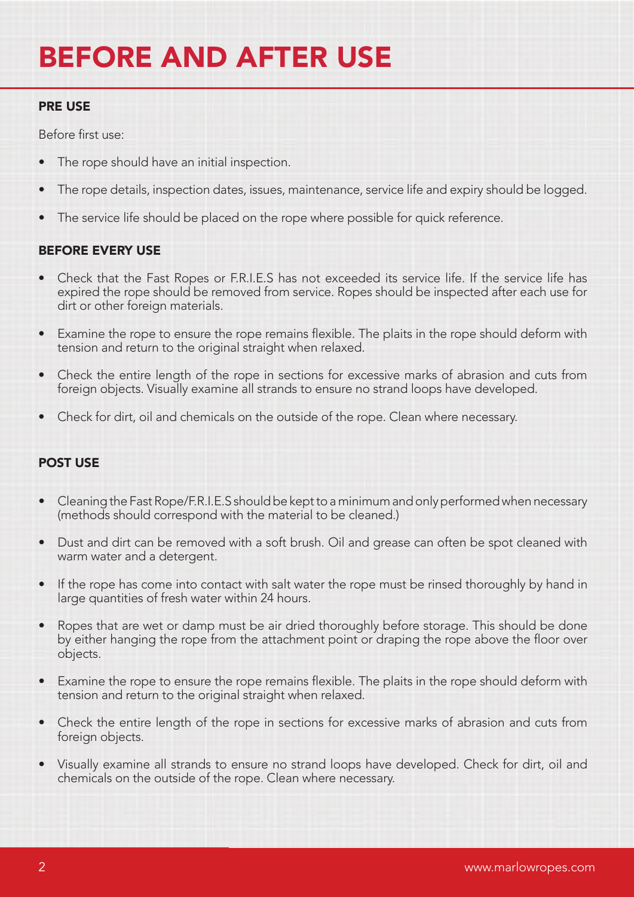# BEFORE AND AFTER USE

### PRE USE

Before first use:

- The rope should have an initial inspection.
- The rope details, inspection dates, issues, maintenance, service life and expiry should be logged.
- The service life should be placed on the rope where possible for quick reference.

### BEFORE EVERY USE

- Check that the Fast Ropes or F.R.I.E.S has not exceeded its service life. If the service life has expired the rope should be removed from service. Ropes should be inspected after each use for dirt or other foreign materials.
- Examine the rope to ensure the rope remains flexible. The plaits in the rope should deform with tension and return to the original straight when relaxed.
- Check the entire length of the rope in sections for excessive marks of abrasion and cuts from foreign objects. Visually examine all strands to ensure no strand loops have developed.
- Check for dirt, oil and chemicals on the outside of the rope. Clean where necessary.

### POST USE

- Cleaning the Fast Rope/F.R.I.E.S should be kept to a minimum and only performed when necessary (methods should correspond with the material to be cleaned.)
- Dust and dirt can be removed with a soft brush. Oil and grease can often be spot cleaned with warm water and a detergent.
- If the rope has come into contact with salt water the rope must be rinsed thoroughly by hand in large quantities of fresh water within 24 hours.
- Ropes that are wet or damp must be air dried thoroughly before storage. This should be done by either hanging the rope from the attachment point or draping the rope above the floor over objects.
- Examine the rope to ensure the rope remains flexible. The plaits in the rope should deform with tension and return to the original straight when relaxed.
- Check the entire length of the rope in sections for excessive marks of abrasion and cuts from foreign objects.
- Visually examine all strands to ensure no strand loops have developed. Check for dirt, oil and chemicals on the outside of the rope. Clean where necessary.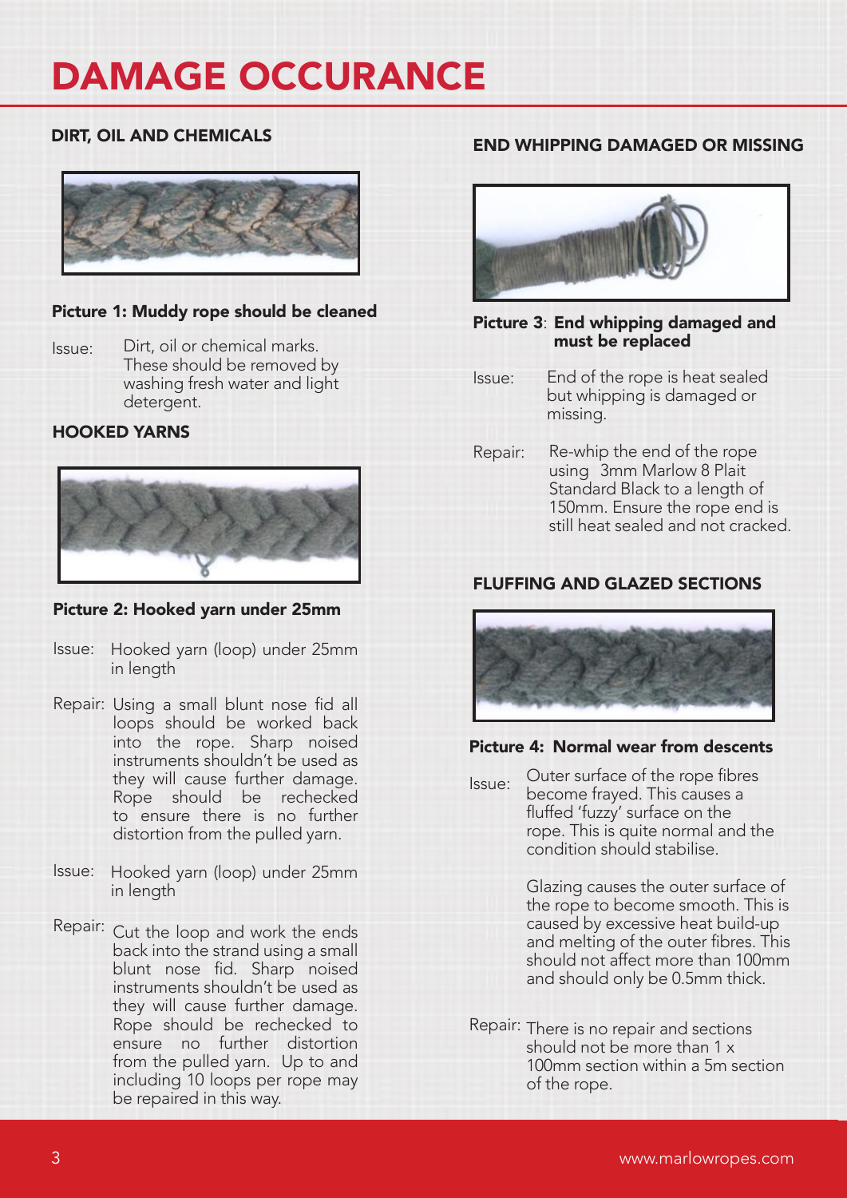# DAMAGE OCCURANCE

## DIRT, OIL AND CHEMICALS

**Picture 1: Muddy rope should be cleaned**

Issue: Dirt, oil or chemical marks. These should be removed by washing fresh water and light detergent.

## HOOKED YARNS

**Picture 2: Hooked yarn under 25mm**

Issue: Hooked yarn (loop) under 25mm in length

Repair: Using a small blunt nose fid all loops should be worked back into the rope. Sharp noised instruments shouldn't be used as they will cause further damage. Rope should be rechecked to ensure there is no further distortion from the pulled yarn.

Issue: Hooked yarn (loop) under 25mm in length

Repair: Cut the loop and work the ends back into the strand using a small blunt nose fid. Sharp noised instruments shouldn't be used as they will cause further damage. Rope should be rechecked to ensure no further distortion from the pulled yarn. Up to and including 10 loops per rope may be repaired in this way.

## END WHIPPING DAMAGED OR MISSING

**Picture 3: End whipping damaged and must be replaced**

Issue: End of the rope is heat sealed but whipping is damaged or missing.

Repair: Re-whip the end of the rope using 3mm Marlow 8 Plait Standard Black to a length of 150mm. Ensure the rope end is still heat sealed and not cracked.

## FLUFFING AND GLAZED SECTIONS

**Picture 4: Normal wear from descents**

Issue: Outer surface of the rope fibres become frayed. This causes a fluffed 'fuzzy' surface on the rope. This is quite normal and the condition should stabilise.

Glazing causes the outer surface of the rope to become smooth. This is caused by excessive heat build-up and melting of the outer fibres. This should not affect more than 100mm and should only be 0.5mm thick.

Repair: There is no repair and sections should not be more than 1 x 100mm section within a 5m section of the rope.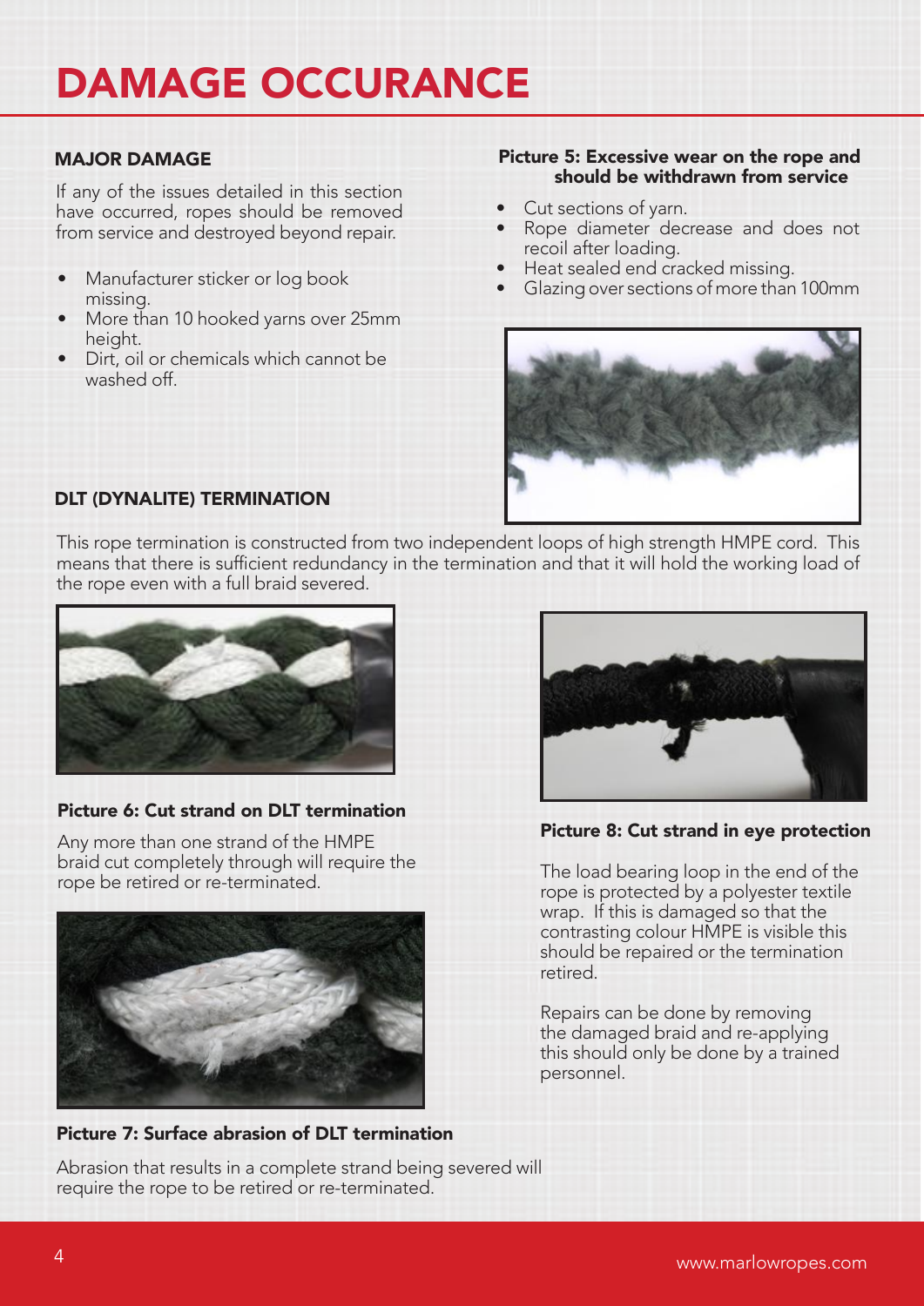# DAMAGE OCCURANCE

### MAJOR DAMAGE

If any of the issues detailed in this section have occurred, ropes should be removed from service and destroyed beyond repair.

- Manufacturer sticker or log book missing.
- More than 10 hooked yarns over 25mm height.
- Dirt, oil or chemicals which cannot be washed off.

**Picture 5: Excessive wear on the rope and should be withdrawn from service**

- Cut sections of yarn.
- Rope diameter decrease and does not recoil after loading.
- Heat sealed end cracked missing.
- Glazing over sections of more than 100mm

### DLT (DYNALITE) TERMINATION

This rope termination is constructed from two independent loops of high strength HMPE cord. This means that there is sufficient redundancy in the termination and that it will hold the working load of the rope even with a full braid severed.

**Picture 6: Cut strand on DLT termination**

Any more than one strand of the HMPE braid cut completely through will require the rope be retired or re-terminated.

**Picture 7: Surface abrasion of DLT termination**

Abrasion that results in a complete strand being severed will require the rope to be retired or re-terminated.

**Picture 8: Cut strand in eye protection**

The load bearing loop in the end of the rope is protected by a polyester textile wrap. If this is damaged so that the contrasting colour HMPE is visible this should be repaired or the termination retired.

Repairs can be done by removing the damaged braid and re-applying this should only be done by a trained personnel.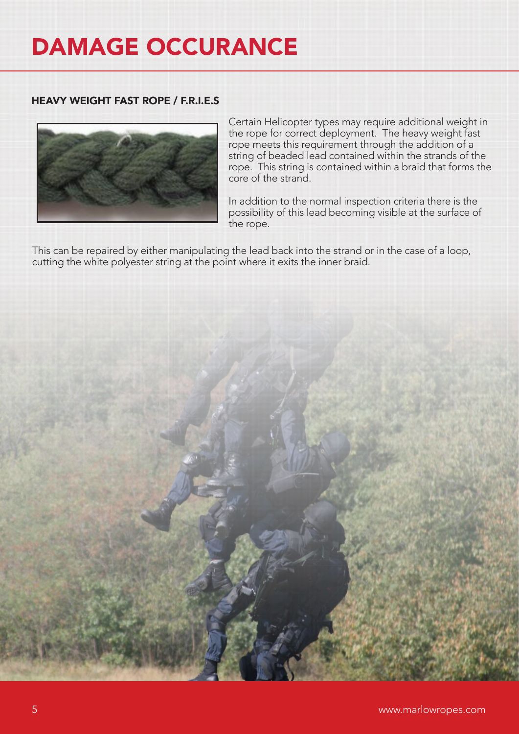# DAMAGE OCCURANCE

### HEAVY WEIGHT FAST ROPE / F.R.I.E.S

Certain Helicopter types may require additional weight in the rope for correct deployment. The heavy weight fast rope meets this requirement through the addition of a string of beaded lead contained within the strands of the rope. This string is contained within a braid that forms the core of the strand.

In addition to the normal inspection criteria there is the possibility of this lead becoming visible at the surface of the rope.

This can be repaired by either manipulating the lead back into the strand or in the case of a loop, cutting the white polyester string at the point where it exits the inner braid.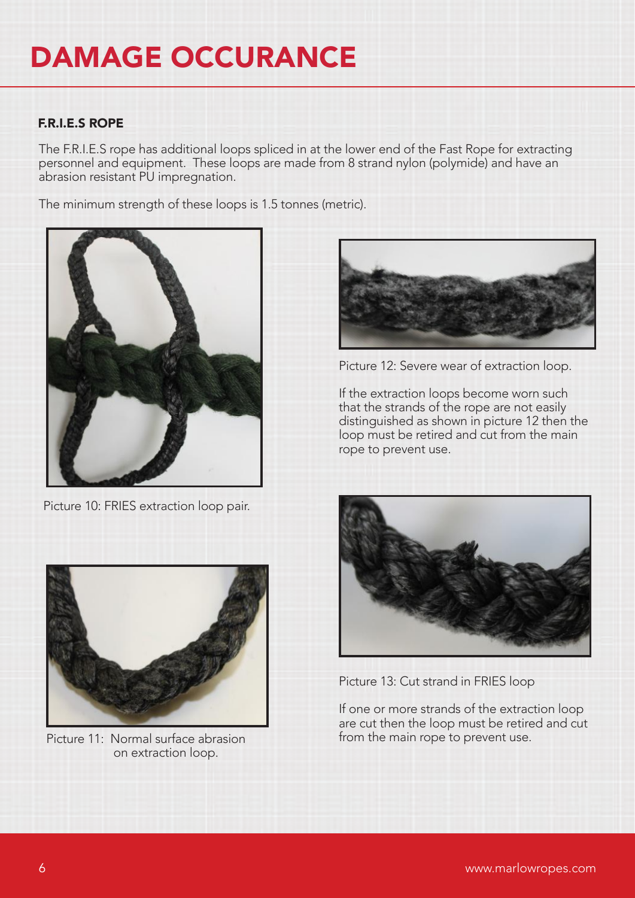# DAMAGE OCCURANCE

### F.R.I.E.S ROPE

The F.R.I.E.S rope has additional loops spliced in at the lower end of the Fast Rope for extracting personnel and equipment. These loops are made from 8 strand nylon (polymide) and have an abrasion resistant PU impregnation.

The minimum strength of these loops is 1.5 tonnes (metric).

Picture 10: FRIES extraction loop pair.

Picture 11: Normal surface abrasion on extraction loop.

Picture 12: Severe wear of extraction loop.

If the extraction loops become worn such that the strands of the rope are not easily distinguished as shown in picture 12 then the loop must be retired and cut from the main rope to prevent use.

Picture 13: Cut strand in FRIES loop

If one or more strands of the extraction loop are cut then the loop must be retired and cut from the main rope to prevent use.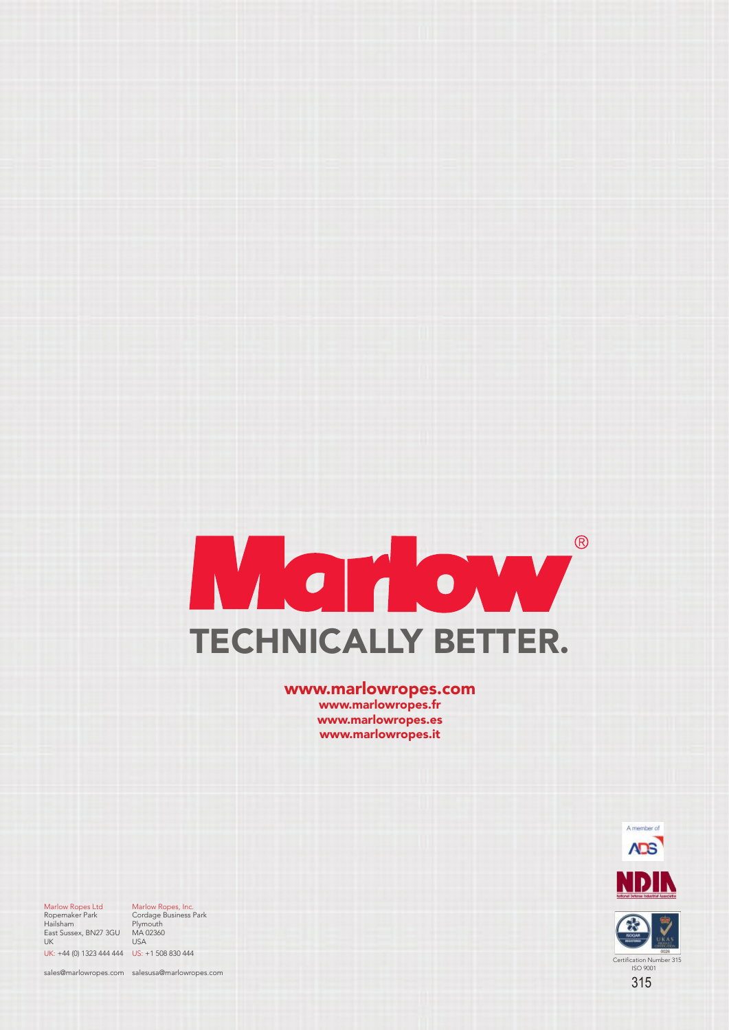# Marlow®

## TECHNICALLY BETTER.

**www.marlowropes.com**
**www.marlowropes.fr**
**www.marlowropes.es**
**www.marlowropes.it**

Marlow Ropes Ltd
Ropemaker Park
Hailsham
East Sussex, BN27 3GU
UK
UK: +44 (0) 1323 444 444

sales@marlowropes.com

Marlow Ropes, Inc.
Cordage Business Park
Plymouth
MA 02360
USA
US: +1 508 830 444

salesusa@marlowropes.com

A member of ADS

NDIA National Defense Industrial Association

ISOQAR Registered
UKAS Product Certification 0026

Certification Number 315
ISO 9001
315